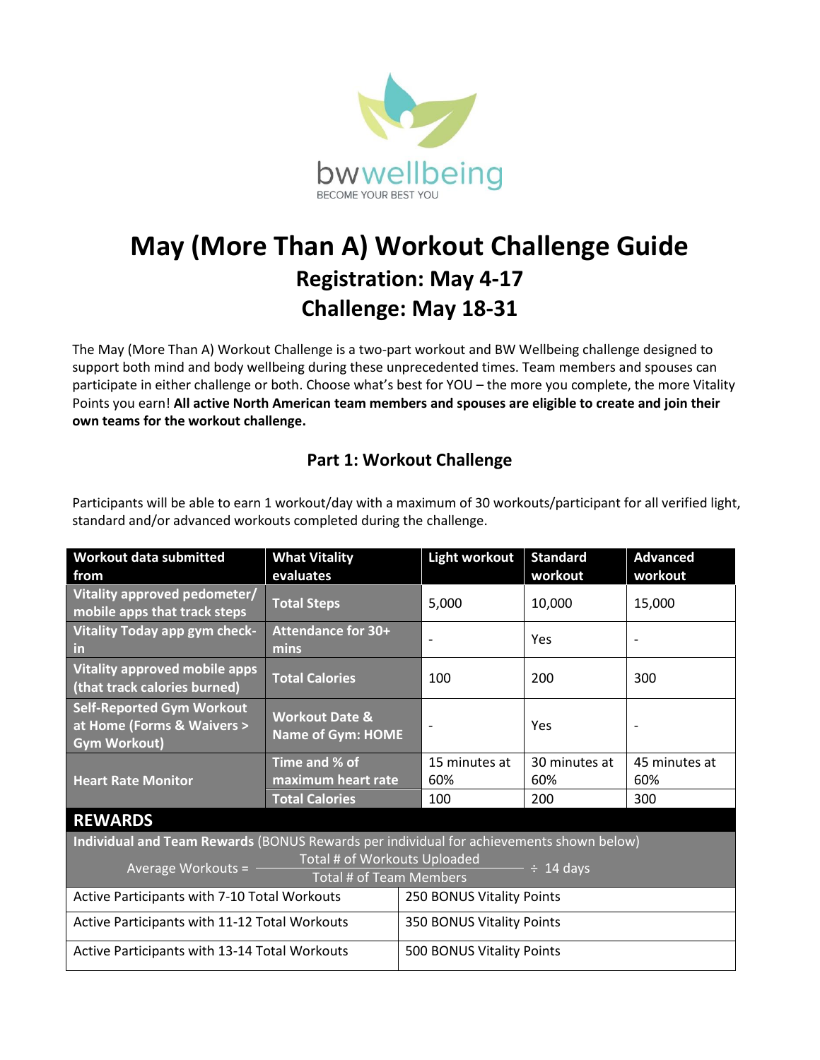bwwellbeing

BECOME YOUR BEST YOU

# May (More Than A) Workout Challenge Guide

## Registration: May 4-17

## Challenge: May 18-31

The May (More Than A) Workout Challenge is a two-part workout and BW Wellbeing challenge designed to support both mind and body wellbeing during these unprecedented times. Team members and spouses can participate in either challenge or both. Choose what's best for YOU – the more you complete, the more Vitality Points you earn! **All active North American team members and spouses are eligible to create and join their own teams for the workout challenge.**

### Part 1: Workout Challenge

Participants will be able to earn 1 workout/day with a maximum of 30 workouts/participant for all verified light, standard and/or advanced workouts completed during the challenge.

| Workout data submitted from | What Vitality evaluates | Light workout | Standard workout | Advanced workout |
|---|---|---|---|---|
| Vitality approved pedometer/ mobile apps that track steps | Total Steps | 5,000 | 10,000 | 15,000 |
| Vitality Today app gym check-in | Attendance for 30+ mins | - | Yes | - |
| Vitality approved mobile apps (that track calories burned) | Total Calories | 100 | 200 | 300 |
| Self-Reported Gym Workout at Home (Forms & Waivers > Gym Workout) | Workout Date & Name of Gym: HOME | - | Yes | - |
| Heart Rate Monitor | Time and % of maximum heart rate | 15 minutes at 60% | 30 minutes at 60% | 45 minutes at 60% |
| | Total Calories | 100 | 200 | 300 |

| REWARDS | |
|---|---|
| **Individual and Team Rewards** (BONUS Rewards per individual for achievements shown below) | |
| Average Workouts = $\frac{\text{Total \# of Workouts Uploaded}}{\text{Total \# of Team Members}} \div 14$ days | |
| Active Participants with 7-10 Total Workouts | 250 BONUS Vitality Points |
| Active Participants with 11-12 Total Workouts | 350 BONUS Vitality Points |
| Active Participants with 13-14 Total Workouts | 500 BONUS Vitality Points |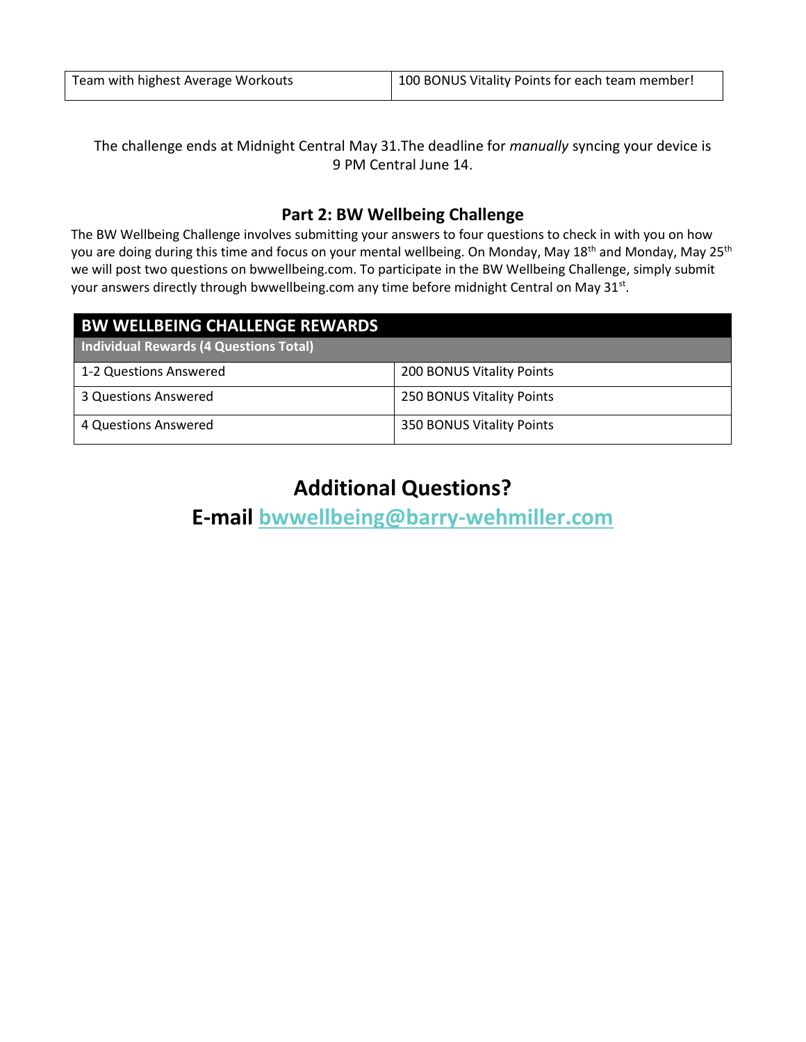| | |
|---|---|
| Team with highest Average Workouts | 100 BONUS Vitality Points for each team member! |

The challenge ends at Midnight Central May 31.The deadline for *manually* syncing your device is 9 PM Central June 14.

### Part 2: BW Wellbeing Challenge

The BW Wellbeing Challenge involves submitting your answers to four questions to check in with you on how you are doing during this time and focus on your mental wellbeing. On Monday, May 18th and Monday, May 25th we will post two questions on bwwellbeing.com. To participate in the BW Wellbeing Challenge, simply submit your answers directly through bwwellbeing.com any time before midnight Central on May 31st.

| BW WELLBEING CHALLENGE REWARDS | |
|---|---|
| **Individual Rewards (4 Questions Total)** | |
| 1-2 Questions Answered | 200 BONUS Vitality Points |
| 3 Questions Answered | 250 BONUS Vitality Points |
| 4 Questions Answered | 350 BONUS Vitality Points |

## Additional Questions?

## E-mail bwwellbeing@barry-wehmiller.com